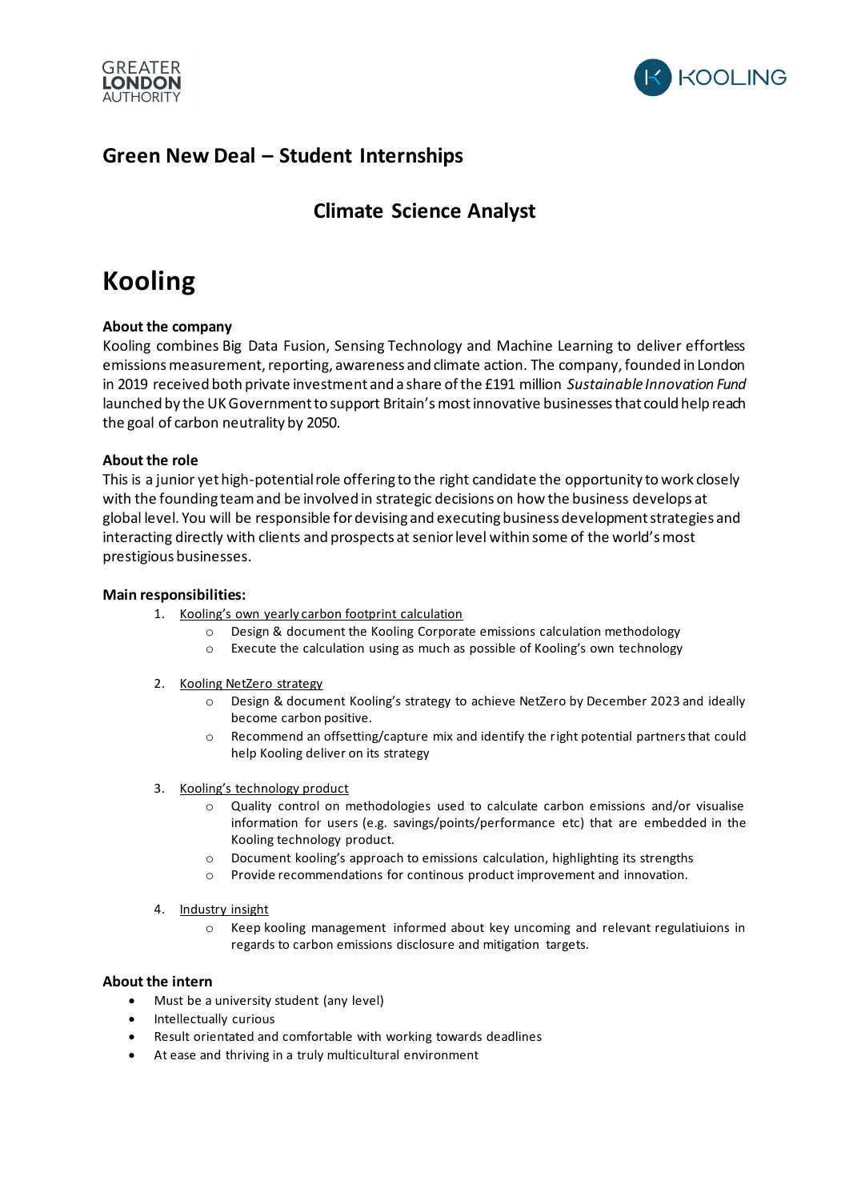# Green New Deal – Student Internships

## Climate Science Analyst

# Kooling

**About the company**

Kooling combines Big Data Fusion, Sensing Technology and Machine Learning to deliver effortless emissions measurement, reporting, awareness and climate action. The company, founded in London in 2019 received both private investment and a share of the £191 million *Sustainable Innovation Fund* launched by the UK Government to support Britain's most innovative businesses that could help reach the goal of carbon neutrality by 2050.

**About the role**

This is a junior yet high-potential role offering to the right candidate the opportunity to work closely with the founding team and be involved in strategic decisions on how the business develops at global level. You will be responsible for devising and executing business development strategies and interacting directly with clients and prospects at senior level within some of the world's most prestigious businesses.

**Main responsibilities:**

1. Kooling's own yearly carbon footprint calculation
   - Design & document the Kooling Corporate emissions calculation methodology
   - Execute the calculation using as much as possible of Kooling's own technology

2. Kooling NetZero strategy
   - Design & document Kooling's strategy to achieve NetZero by December 2023 and ideally become carbon positive.
   - Recommend an offsetting/capture mix and identify the right potential partners that could help Kooling deliver on its strategy

3. Kooling's technology product
   - Quality control on methodologies used to calculate carbon emissions and/or visualise information for users (e.g. savings/points/performance etc) that are embedded in the Kooling technology product.
   - Document kooling's approach to emissions calculation, highlighting its strengths
   - Provide recommendations for continous product improvement and innovation.

4. Industry insight
   - Keep kooling management informed about key uncoming and relevant regulatiuions in regards to carbon emissions disclosure and mitigation targets.

**About the intern**

- Must be a university student (any level)
- Intellectually curious
- Result orientated and comfortable with working towards deadlines
- At ease and thriving in a truly multicultural environment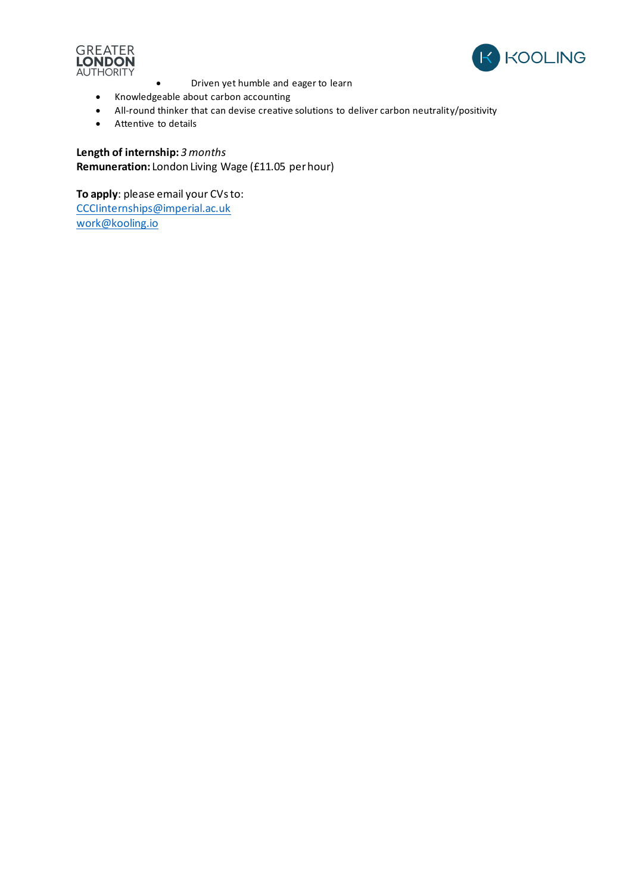- Driven yet humble and eager to learn
- Knowledgeable about carbon accounting
- All-round thinker that can devise creative solutions to deliver carbon neutrality/positivity
- Attentive to details

**Length of internship:** *3 months*
**Remuneration:** London Living Wage (£11.05 per hour)

**To apply**: please email your CVs to:
CCCIinternships@imperial.ac.uk
work@kooling.io